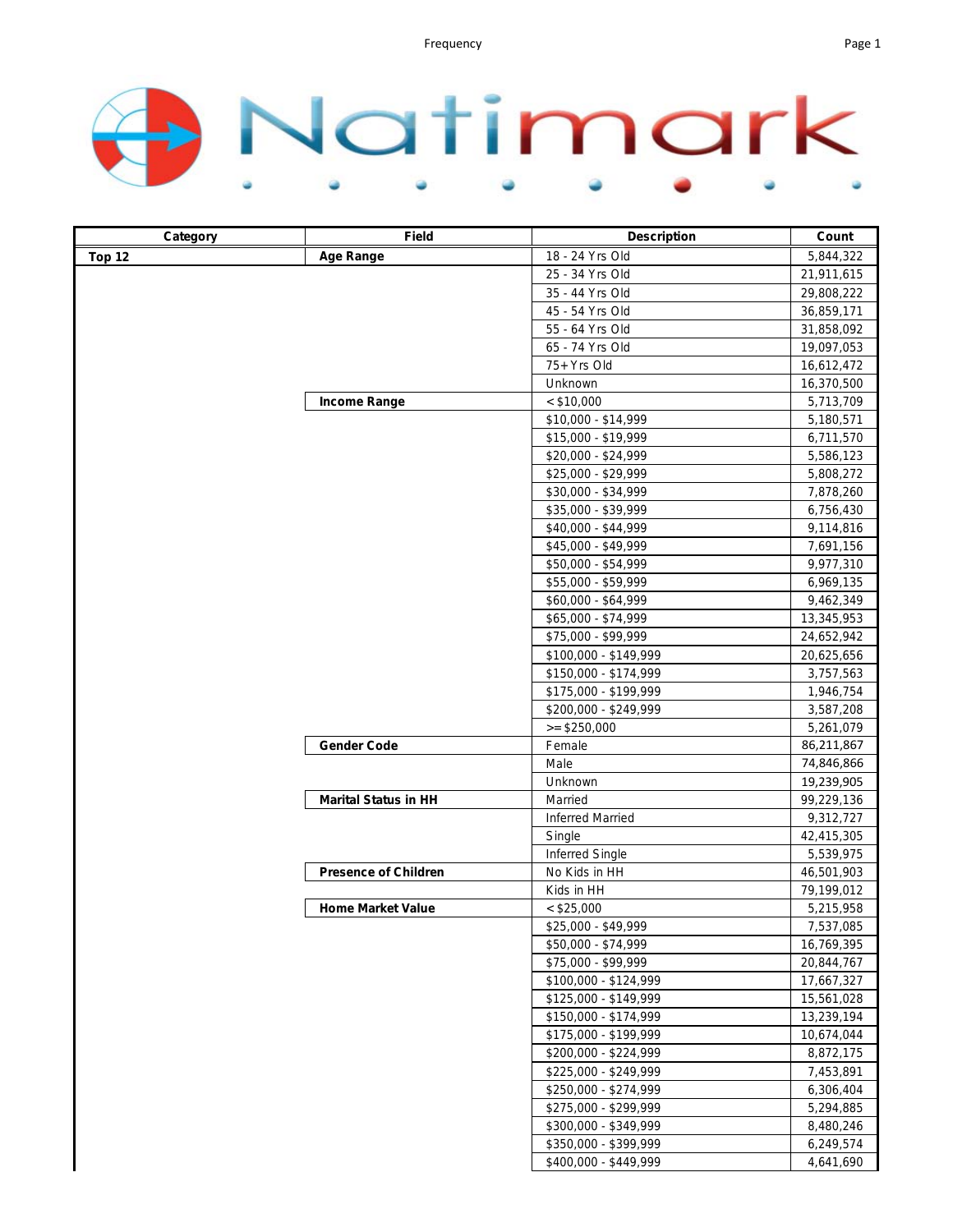Natimark

| Category | Field | Description | Count |
|---|---|---|---|
| Top 12 | Age Range | 18 - 24 Yrs Old | 5,844,322 |
| | | 25 - 34 Yrs Old | 21,911,615 |
| | | 35 - 44 Yrs Old | 29,808,222 |
| | | 45 - 54 Yrs Old | 36,859,171 |
| | | 55 - 64 Yrs Old | 31,858,092 |
| | | 65 - 74 Yrs Old | 19,097,053 |
| | | 75+ Yrs Old | 16,612,472 |
| | | Unknown | 16,370,500 |
| | Income Range | < $10,000 | 5,713,709 |
| | | $10,000 - $14,999 | 5,180,571 |
| | | $15,000 - $19,999 | 6,711,570 |
| | | $20,000 - $24,999 | 5,586,123 |
| | | $25,000 - $29,999 | 5,808,272 |
| | | $30,000 - $34,999 | 7,878,260 |
| | | $35,000 - $39,999 | 6,756,430 |
| | | $40,000 - $44,999 | 9,114,816 |
| | | $45,000 - $49,999 | 7,691,156 |
| | | $50,000 - $54,999 | 9,977,310 |
| | | $55,000 - $59,999 | 6,969,135 |
| | | $60,000 - $64,999 | 9,462,349 |
| | | $65,000 - $74,999 | 13,345,953 |
| | | $75,000 - $99,999 | 24,652,942 |
| | | $100,000 - $149,999 | 20,625,656 |
| | | $150,000 - $174,999 | 3,757,563 |
| | | $175,000 - $199,999 | 1,946,754 |
| | | $200,000 - $249,999 | 3,587,208 |
| | | >= $250,000 | 5,261,079 |
| | Gender Code | Female | 86,211,867 |
| | | Male | 74,846,866 |
| | | Unknown | 19,239,905 |
| | Marital Status in HH | Married | 99,229,136 |
| | | Inferred Married | 9,312,727 |
| | | Single | 42,415,305 |
| | | Inferred Single | 5,539,975 |
| | Presence of Children | No Kids in HH | 46,501,903 |
| | | Kids in HH | 79,199,012 |
| | Home Market Value | < $25,000 | 5,215,958 |
| | | $25,000 - $49,999 | 7,537,085 |
| | | $50,000 - $74,999 | 16,769,395 |
| | | $75,000 - $99,999 | 20,844,767 |
| | | $100,000 - $124,999 | 17,667,327 |
| | | $125,000 - $149,999 | 15,561,028 |
| | | $150,000 - $174,999 | 13,239,194 |
| | | $175,000 - $199,999 | 10,674,044 |
| | | $200,000 - $224,999 | 8,872,175 |
| | | $225,000 - $249,999 | 7,453,891 |
| | | $250,000 - $274,999 | 6,306,404 |
| | | $275,000 - $299,999 | 5,294,885 |
| | | $300,000 - $349,999 | 8,480,246 |
| | | $350,000 - $399,999 | 6,249,574 |
| | | $400,000 - $449,999 | 4,641,690 |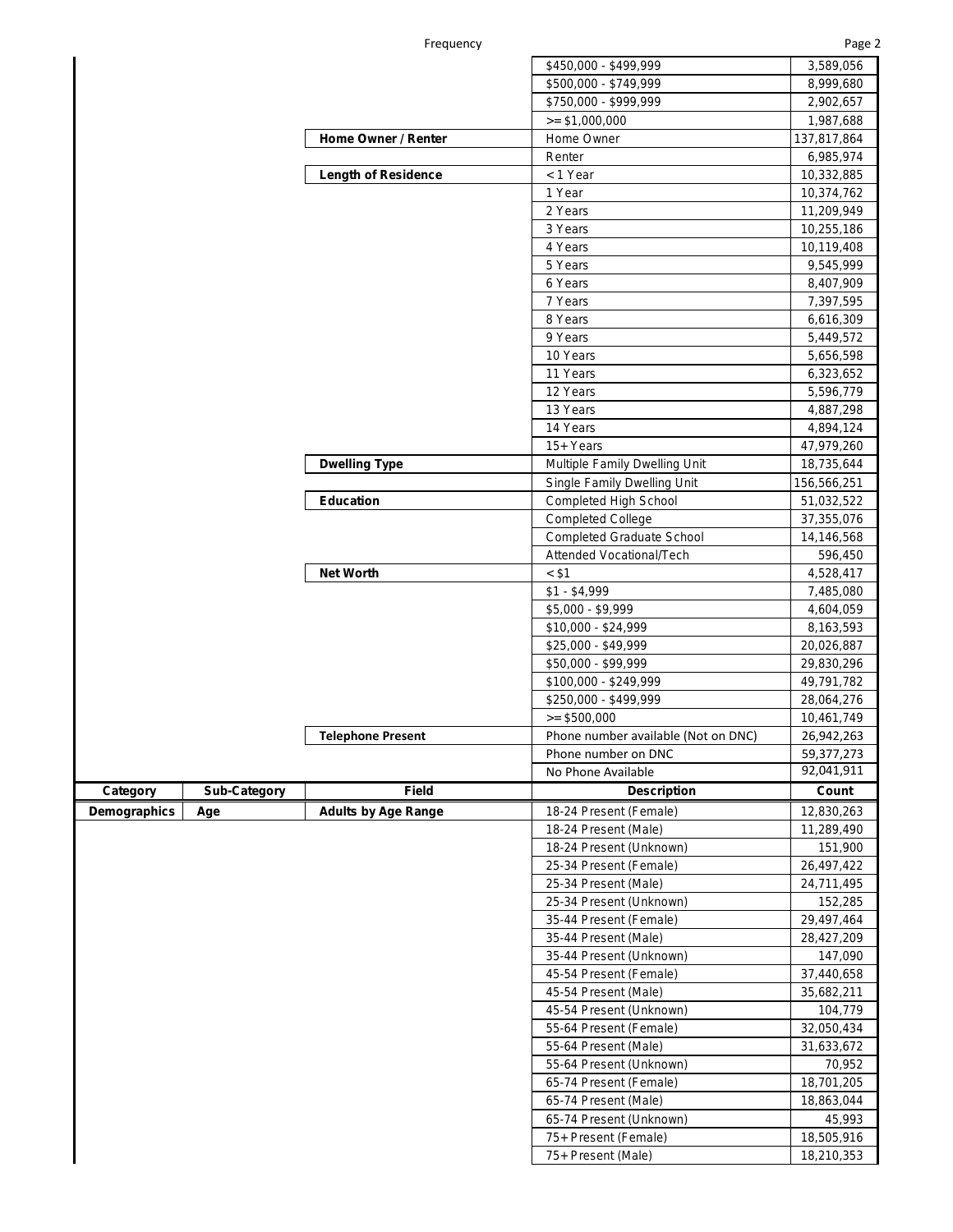| | | | | |
|---|---|---|---|---|
| | | | $450,000 - $499,999 | 3,589,056 |
| | | | $500,000 - $749,999 | 8,999,680 |
| | | | $750,000 - $999,999 | 2,902,657 |
| | | | >= $1,000,000 | 1,987,688 |
| | | **Home Owner / Renter** | Home Owner | 137,817,864 |
| | | | Renter | 6,985,974 |
| | | **Length of Residence** | < 1 Year | 10,332,885 |
| | | | 1 Year | 10,374,762 |
| | | | 2 Years | 11,209,949 |
| | | | 3 Years | 10,255,186 |
| | | | 4 Years | 10,119,408 |
| | | | 5 Years | 9,545,999 |
| | | | 6 Years | 8,407,909 |
| | | | 7 Years | 7,397,595 |
| | | | 8 Years | 6,616,309 |
| | | | 9 Years | 5,449,572 |
| | | | 10 Years | 5,656,598 |
| | | | 11 Years | 6,323,652 |
| | | | 12 Years | 5,596,779 |
| | | | 13 Years | 4,887,298 |
| | | | 14 Years | 4,894,124 |
| | | | 15+ Years | 47,979,260 |
| | | **Dwelling Type** | Multiple Family Dwelling Unit | 18,735,644 |
| | | | Single Family Dwelling Unit | 156,566,251 |
| | | **Education** | Completed High School | 51,032,522 |
| | | | Completed College | 37,355,076 |
| | | | Completed Graduate School | 14,146,568 |
| | | | Attended Vocational/Tech | 596,450 |
| | | **Net Worth** | < $1 | 4,528,417 |
| | | | $1 - $4,999 | 7,485,080 |
| | | | $5,000 - $9,999 | 4,604,059 |
| | | | $10,000 - $24,999 | 8,163,593 |
| | | | $25,000 - $49,999 | 20,026,887 |
| | | | $50,000 - $99,999 | 29,830,296 |
| | | | $100,000 - $249,999 | 49,791,782 |
| | | | $250,000 - $499,999 | 28,064,276 |
| | | | >= $500,000 | 10,461,749 |
| | | **Telephone Present** | Phone number available (Not on DNC) | 26,942,263 |
| | | | Phone number on DNC | 59,377,273 |
| | | | No Phone Available | 92,041,911 |

| Category | Sub-Category | Field | Description | Count |
|---|---|---|---|---|
| **Demographics** | **Age** | **Adults by Age Range** | 18-24 Present (Female) | 12,830,263 |
| | | | 18-24 Present (Male) | 11,289,490 |
| | | | 18-24 Present (Unknown) | 151,900 |
| | | | 25-34 Present (Female) | 26,497,422 |
| | | | 25-34 Present (Male) | 24,711,495 |
| | | | 25-34 Present (Unknown) | 152,285 |
| | | | 35-44 Present (Female) | 29,497,464 |
| | | | 35-44 Present (Male) | 28,427,209 |
| | | | 35-44 Present (Unknown) | 147,090 |
| | | | 45-54 Present (Female) | 37,440,658 |
| | | | 45-54 Present (Male) | 35,682,211 |
| | | | 45-54 Present (Unknown) | 104,779 |
| | | | 55-64 Present (Female) | 32,050,434 |
| | | | 55-64 Present (Male) | 31,633,672 |
| | | | 55-64 Present (Unknown) | 70,952 |
| | | | 65-74 Present (Female) | 18,701,205 |
| | | | 65-74 Present (Male) | 18,863,044 |
| | | | 65-74 Present (Unknown) | 45,993 |
| | | | 75+ Present (Female) | 18,505,916 |
| | | | 75+ Present (Male) | 18,210,353 |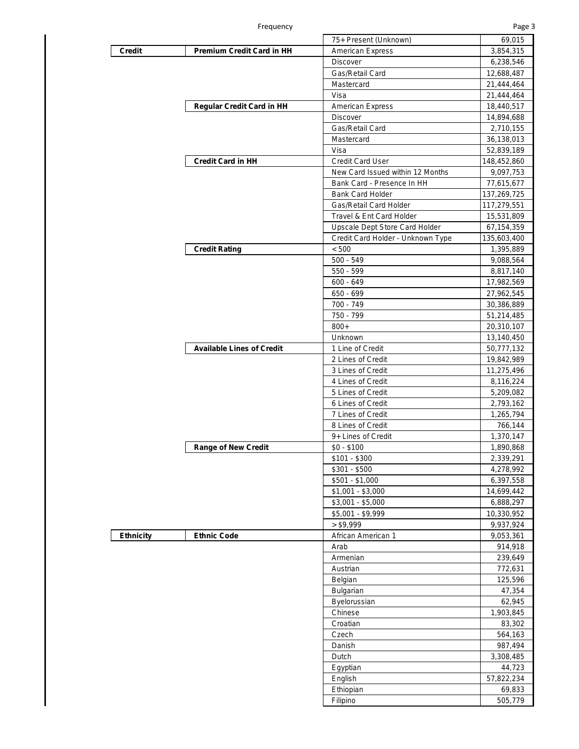| | | | |
|---|---|---|---|
| | | 75+ Present (Unknown) | 69,015 |
| **Credit** | **Premium Credit Card in HH** | American Express | 3,854,315 |
| | | Discover | 6,238,546 |
| | | Gas/Retail Card | 12,688,487 |
| | | Mastercard | 21,444,464 |
| | | Visa | 21,444,464 |
| | **Regular Credit Card in HH** | American Express | 18,440,517 |
| | | Discover | 14,894,688 |
| | | Gas/Retail Card | 2,710,155 |
| | | Mastercard | 36,138,013 |
| | | Visa | 52,839,189 |
| | **Credit Card in HH** | Credit Card User | 148,452,860 |
| | | New Card Issued within 12 Months | 9,097,753 |
| | | Bank Card - Presence In HH | 77,615,677 |
| | | Bank Card Holder | 137,269,725 |
| | | Gas/Retail Card Holder | 117,279,551 |
| | | Travel & Ent Card Holder | 15,531,809 |
| | | Upscale Dept Store Card Holder | 67,154,359 |
| | | Credit Card Holder - Unknown Type | 135,603,400 |
| | **Credit Rating** | < 500 | 1,395,889 |
| | | 500 - 549 | 9,088,564 |
| | | 550 - 599 | 8,817,140 |
| | | 600 - 649 | 17,982,569 |
| | | 650 - 699 | 27,962,545 |
| | | 700 - 749 | 30,386,889 |
| | | 750 - 799 | 51,214,485 |
| | | 800+ | 20,310,107 |
| | | Unknown | 13,140,450 |
| | **Available Lines of Credit** | 1 Line of Credit | 50,777,132 |
| | | 2 Lines of Credit | 19,842,989 |
| | | 3 Lines of Credit | 11,275,496 |
| | | 4 Lines of Credit | 8,116,224 |
| | | 5 Lines of Credit | 5,209,082 |
| | | 6 Lines of Credit | 2,793,162 |
| | | 7 Lines of Credit | 1,265,794 |
| | | 8 Lines of Credit | 766,144 |
| | | 9+ Lines of Credit | 1,370,147 |
| | **Range of New Credit** | $0 - $100 | 1,890,868 |
| | | $101 - $300 | 2,339,291 |
| | | $301 - $500 | 4,278,992 |
| | | $501 - $1,000 | 6,397,558 |
| | | $1,001 - $3,000 | 14,699,442 |
| | | $3,001 - $5,000 | 6,888,297 |
| | | $5,001 - $9,999 | 10,330,952 |
| | | > $9,999 | 9,937,924 |
| **Ethnicity** | **Ethnic Code** | African American 1 | 9,053,361 |
| | | Arab | 914,918 |
| | | Armenian | 239,649 |
| | | Austrian | 772,631 |
| | | Belgian | 125,596 |
| | | Bulgarian | 47,354 |
| | | Byelorussian | 62,945 |
| | | Chinese | 1,903,845 |
| | | Croatian | 83,302 |
| | | Czech | 564,163 |
| | | Danish | 987,494 |
| | | Dutch | 3,308,485 |
| | | Egyptian | 44,723 |
| | | English | 57,822,234 |
| | | Ethiopian | 69,833 |
| | | Filipino | 505,779 |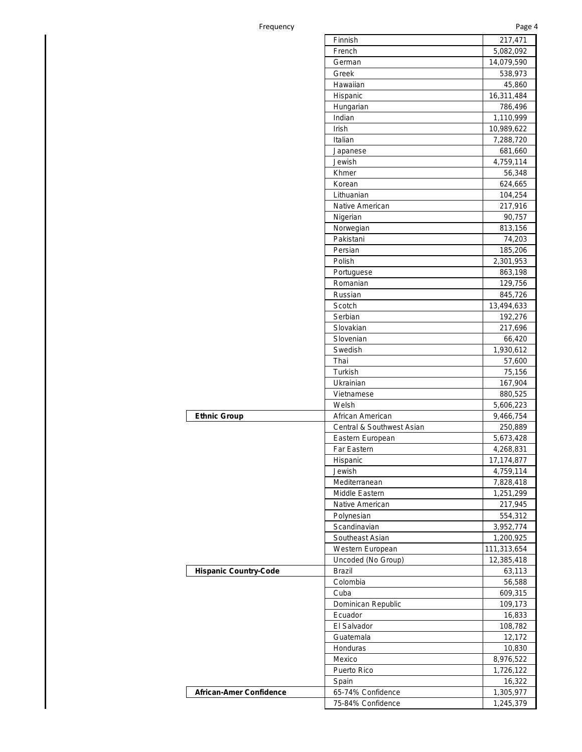| | | |
|---|---|---|
| | Finnish | 217,471 |
| | French | 5,082,092 |
| | German | 14,079,590 |
| | Greek | 538,973 |
| | Hawaiian | 45,860 |
| | Hispanic | 16,311,484 |
| | Hungarian | 786,496 |
| | Indian | 1,110,999 |
| | Irish | 10,989,622 |
| | Italian | 7,288,720 |
| | Japanese | 681,660 |
| | Jewish | 4,759,114 |
| | Khmer | 56,348 |
| | Korean | 624,665 |
| | Lithuanian | 104,254 |
| | Native American | 217,916 |
| | Nigerian | 90,757 |
| | Norwegian | 813,156 |
| | Pakistani | 74,203 |
| | Persian | 185,206 |
| | Polish | 2,301,953 |
| | Portuguese | 863,198 |
| | Romanian | 129,756 |
| | Russian | 845,726 |
| | Scotch | 13,494,633 |
| | Serbian | 192,276 |
| | Slovakian | 217,696 |
| | Slovenian | 66,420 |
| | Swedish | 1,930,612 |
| | Thai | 57,600 |
| | Turkish | 75,156 |
| | Ukrainian | 167,904 |
| | Vietnamese | 880,525 |
| | Welsh | 5,606,223 |
| **Ethnic Group** | African American | 9,466,754 |
| | Central & Southwest Asian | 250,889 |
| | Eastern European | 5,673,428 |
| | Far Eastern | 4,268,831 |
| | Hispanic | 17,174,877 |
| | Jewish | 4,759,114 |
| | Mediterranean | 7,828,418 |
| | Middle Eastern | 1,251,299 |
| | Native American | 217,945 |
| | Polynesian | 554,312 |
| | Scandinavian | 3,952,774 |
| | Southeast Asian | 1,200,925 |
| | Western European | 111,313,654 |
| | Uncoded (No Group) | 12,385,418 |
| **Hispanic Country-Code** | Brazil | 63,113 |
| | Colombia | 56,588 |
| | Cuba | 609,315 |
| | Dominican Republic | 109,173 |
| | Ecuador | 16,833 |
| | El Salvador | 108,782 |
| | Guatemala | 12,172 |
| | Honduras | 10,830 |
| | Mexico | 8,976,522 |
| | Puerto Rico | 1,726,122 |
| | Spain | 16,322 |
| **African-Amer Confidence** | 65-74% Confidence | 1,305,977 |
| | 75-84% Confidence | 1,245,379 |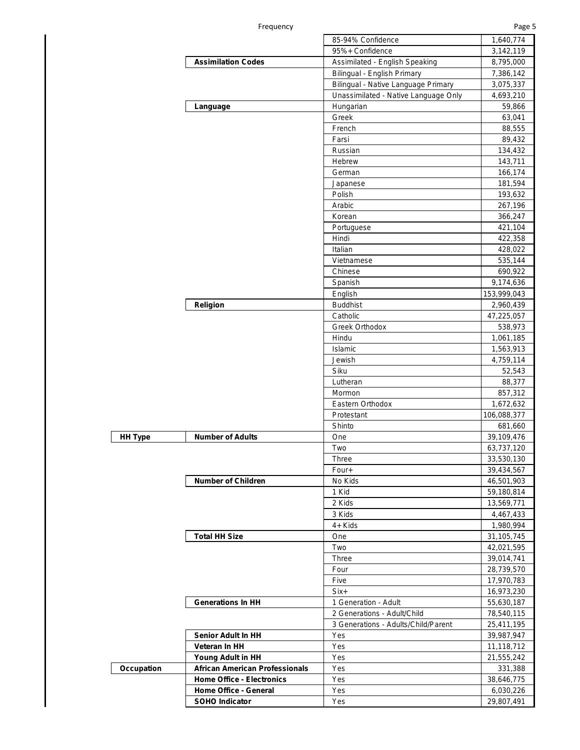| | | | |
|---|---|---|---|
| | | 85-94% Confidence | 1,640,774 |
| | | 95%+ Confidence | 3,142,119 |
| | **Assimilation Codes** | Assimilated - English Speaking | 8,795,000 |
| | | Bilingual - English Primary | 7,386,142 |
| | | Bilingual - Native Language Primary | 3,075,337 |
| | | Unassimilated - Native Language Only | 4,693,210 |
| | **Language** | Hungarian | 59,866 |
| | | Greek | 63,041 |
| | | French | 88,555 |
| | | Farsi | 89,432 |
| | | Russian | 134,432 |
| | | Hebrew | 143,711 |
| | | German | 166,174 |
| | | Japanese | 181,594 |
| | | Polish | 193,632 |
| | | Arabic | 267,196 |
| | | Korean | 366,247 |
| | | Portuguese | 421,104 |
| | | Hindi | 422,358 |
| | | Italian | 428,022 |
| | | Vietnamese | 535,144 |
| | | Chinese | 690,922 |
| | | Spanish | 9,174,636 |
| | | English | 153,999,043 |
| | **Religion** | Buddhist | 2,960,439 |
| | | Catholic | 47,225,057 |
| | | Greek Orthodox | 538,973 |
| | | Hindu | 1,061,185 |
| | | Islamic | 1,563,913 |
| | | Jewish | 4,759,114 |
| | | Siku | 52,543 |
| | | Lutheran | 88,377 |
| | | Mormon | 857,312 |
| | | Eastern Orthodox | 1,672,632 |
| | | Protestant | 106,088,377 |
| | | Shinto | 681,660 |
| **HH Type** | **Number of Adults** | One | 39,109,476 |
| | | Two | 63,737,120 |
| | | Three | 33,530,130 |
| | | Four+ | 39,434,567 |
| | **Number of Children** | No Kids | 46,501,903 |
| | | 1 Kid | 59,180,814 |
| | | 2 Kids | 13,569,771 |
| | | 3 Kids | 4,467,433 |
| | | 4+ Kids | 1,980,994 |
| | **Total HH Size** | One | 31,105,745 |
| | | Two | 42,021,595 |
| | | Three | 39,014,741 |
| | | Four | 28,739,570 |
| | | Five | 17,970,783 |
| | | Six+ | 16,973,230 |
| | **Generations In HH** | 1 Generation - Adult | 55,630,187 |
| | | 2 Generations - Adult/Child | 78,540,115 |
| | | 3 Generations - Adults/Child/Parent | 25,411,195 |
| | **Senior Adult In HH** | Yes | 39,987,947 |
| | **Veteran In HH** | Yes | 11,118,712 |
| | **Young Adult in HH** | Yes | 21,555,242 |
| **Occupation** | **African American Professionals** | Yes | 331,388 |
| | **Home Office - Electronics** | Yes | 38,646,775 |
| | **Home Office - General** | Yes | 6,030,226 |
| | **SOHO Indicator** | Yes | 29,807,491 |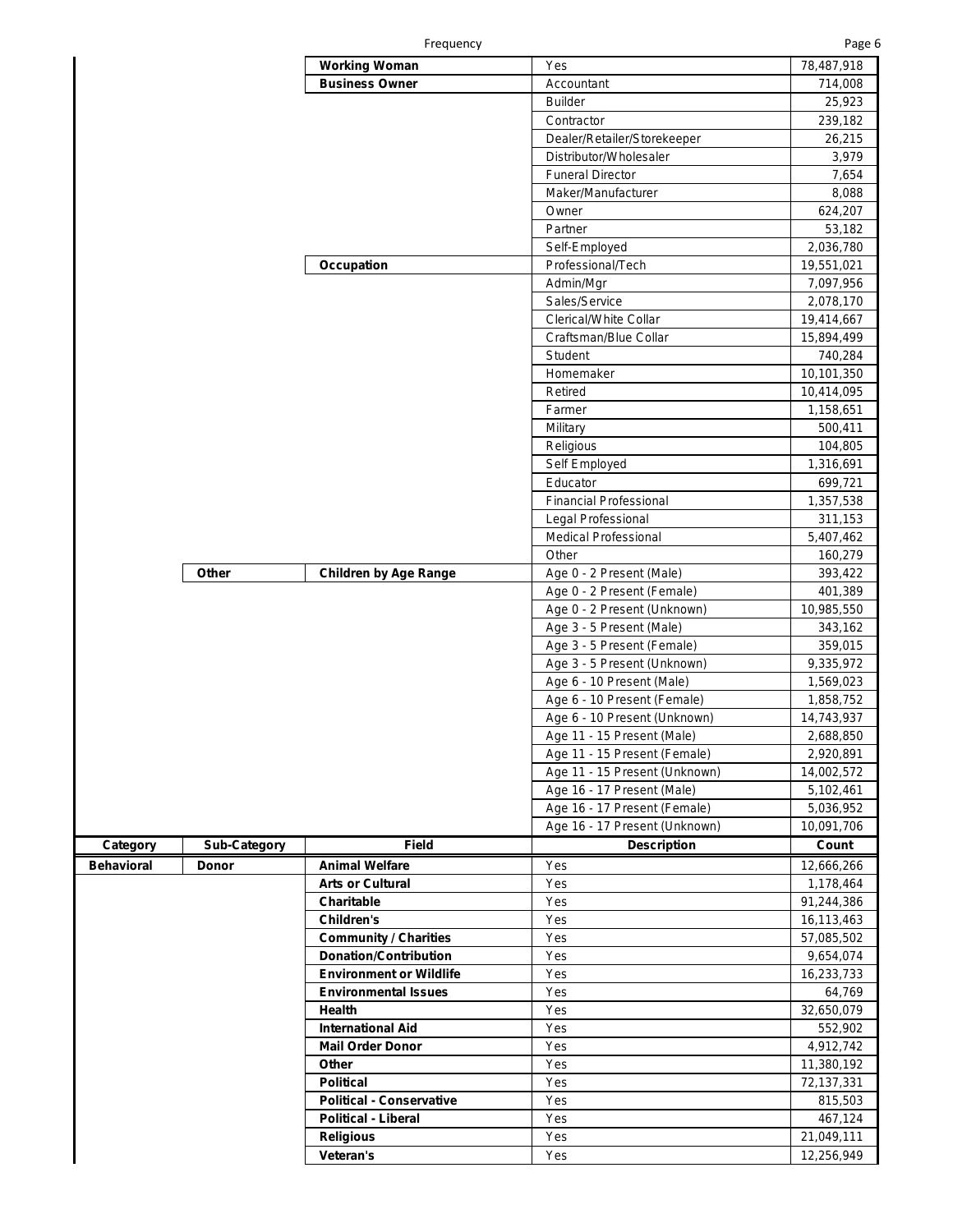| | | Working Woman | Yes | 78,487,918 |
|---|---|---|---|---|
| | | Business Owner | Accountant | 714,008 |
| | | | Builder | 25,923 |
| | | | Contractor | 239,182 |
| | | | Dealer/Retailer/Storekeeper | 26,215 |
| | | | Distributor/Wholesaler | 3,979 |
| | | | Funeral Director | 7,654 |
| | | | Maker/Manufacturer | 8,088 |
| | | | Owner | 624,207 |
| | | | Partner | 53,182 |
| | | | Self-Employed | 2,036,780 |
| | | Occupation | Professional/Tech | 19,551,021 |
| | | | Admin/Mgr | 7,097,956 |
| | | | Sales/Service | 2,078,170 |
| | | | Clerical/White Collar | 19,414,667 |
| | | | Craftsman/Blue Collar | 15,894,499 |
| | | | Student | 740,284 |
| | | | Homemaker | 10,101,350 |
| | | | Retired | 10,414,095 |
| | | | Farmer | 1,158,651 |
| | | | Military | 500,411 |
| | | | Religious | 104,805 |
| | | | Self Employed | 1,316,691 |
| | | | Educator | 699,721 |
| | | | Financial Professional | 1,357,538 |
| | | | Legal Professional | 311,153 |
| | | | Medical Professional | 5,407,462 |
| | | | Other | 160,279 |
| | Other | Children by Age Range | Age 0 - 2 Present (Male) | 393,422 |
| | | | Age 0 - 2 Present (Female) | 401,389 |
| | | | Age 0 - 2 Present (Unknown) | 10,985,550 |
| | | | Age 3 - 5 Present (Male) | 343,162 |
| | | | Age 3 - 5 Present (Female) | 359,015 |
| | | | Age 3 - 5 Present (Unknown) | 9,335,972 |
| | | | Age 6 - 10 Present (Male) | 1,569,023 |
| | | | Age 6 - 10 Present (Female) | 1,858,752 |
| | | | Age 6 - 10 Present (Unknown) | 14,743,937 |
| | | | Age 11 - 15 Present (Male) | 2,688,850 |
| | | | Age 11 - 15 Present (Female) | 2,920,891 |
| | | | Age 11 - 15 Present (Unknown) | 14,002,572 |
| | | | Age 16 - 17 Present (Male) | 5,102,461 |
| | | | Age 16 - 17 Present (Female) | 5,036,952 |
| | | | Age 16 - 17 Present (Unknown) | 10,091,706 |

| Category | Sub-Category | Field | Description | Count |
|---|---|---|---|---|
| Behavioral | Donor | Animal Welfare | Yes | 12,666,266 |
| | | Arts or Cultural | Yes | 1,178,464 |
| | | Charitable | Yes | 91,244,386 |
| | | Children's | Yes | 16,113,463 |
| | | Community / Charities | Yes | 57,085,502 |
| | | Donation/Contribution | Yes | 9,654,074 |
| | | Environment or Wildlife | Yes | 16,233,733 |
| | | Environmental Issues | Yes | 64,769 |
| | | Health | Yes | 32,650,079 |
| | | International Aid | Yes | 552,902 |
| | | Mail Order Donor | Yes | 4,912,742 |
| | | Other | Yes | 11,380,192 |
| | | Political | Yes | 72,137,331 |
| | | Political - Conservative | Yes | 815,503 |
| | | Political - Liberal | Yes | 467,124 |
| | | Religious | Yes | 21,049,111 |
| | | Veteran's | Yes | 12,256,949 |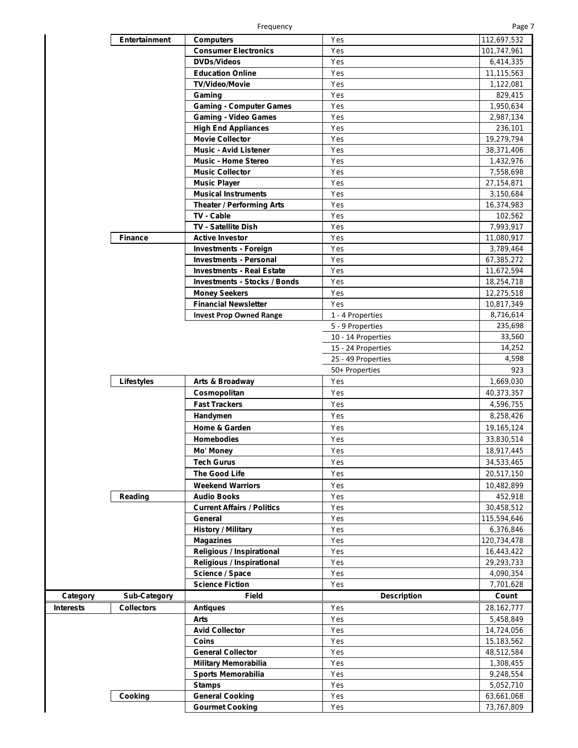| Category | Sub-Category | Field | Description | Count |
|---|---|---|---|---|
| | Entertainment | Computers | Yes | 112,697,532 |
| | | Consumer Electronics | Yes | 101,747,961 |
| | | DVDs/Videos | Yes | 6,414,335 |
| | | Education Online | Yes | 11,115,563 |
| | | TV/Video/Movie | Yes | 1,122,081 |
| | | Gaming | Yes | 829,415 |
| | | Gaming - Computer Games | Yes | 1,950,634 |
| | | Gaming - Video Games | Yes | 2,987,134 |
| | | High End Appliances | Yes | 236,101 |
| | | Movie Collector | Yes | 19,279,794 |
| | | Music - Avid Listener | Yes | 38,371,406 |
| | | Music - Home Stereo | Yes | 1,432,976 |
| | | Music Collector | Yes | 7,558,698 |
| | | Music Player | Yes | 27,154,871 |
| | | Musical Instruments | Yes | 3,150,684 |
| | | Theater / Performing Arts | Yes | 16,374,983 |
| | | TV - Cable | Yes | 102,562 |
| | | TV - Satellite Dish | Yes | 7,993,917 |
| | Finance | Active Investor | Yes | 11,080,917 |
| | | Investments - Foreign | Yes | 3,789,464 |
| | | Investments - Personal | Yes | 67,385,272 |
| | | Investments - Real Estate | Yes | 11,672,594 |
| | | Investments - Stocks / Bonds | Yes | 18,254,718 |
| | | Money Seekers | Yes | 12,275,518 |
| | | Financial Newsletter | Yes | 10,817,349 |
| | | Invest Prop Owned Range | 1 - 4 Properties | 8,716,614 |
| | | | 5 - 9 Properties | 235,698 |
| | | | 10 - 14 Properties | 33,560 |
| | | | 15 - 24 Properties | 14,252 |
| | | | 25 - 49 Properties | 4,598 |
| | | | 50+ Properties | 923 |
| | Lifestyles | Arts & Broadway | Yes | 1,669,030 |
| | | Cosmopolitan | Yes | 40,373,357 |
| | | Fast Trackers | Yes | 4,596,755 |
| | | Handymen | Yes | 8,258,426 |
| | | Home & Garden | Yes | 19,165,124 |
| | | Homebodies | Yes | 33,830,514 |
| | | Mo' Money | Yes | 18,917,445 |
| | | Tech Gurus | Yes | 34,533,465 |
| | | The Good Life | Yes | 20,517,150 |
| | | Weekend Warriors | Yes | 10,482,899 |
| | Reading | Audio Books | Yes | 452,918 |
| | | Current Affairs / Politics | Yes | 30,458,512 |
| | | General | Yes | 115,594,646 |
| | | History / Military | Yes | 6,376,846 |
| | | Magazines | Yes | 120,734,478 |
| | | Religious / Inspirational | Yes | 16,443,422 |
| | | Religious / Inspirational | Yes | 29,293,733 |
| | | Science / Space | Yes | 4,090,354 |
| | | Science Fiction | Yes | 7,701,628 |

| Category | Sub-Category | Field | Description | Count |
|---|---|---|---|---|
| Interests | Collectors | Antiques | Yes | 28,162,777 |
| | | Arts | Yes | 5,458,849 |
| | | Avid Collector | Yes | 14,724,056 |
| | | Coins | Yes | 15,183,562 |
| | | General Collector | Yes | 48,512,584 |
| | | Military Memorabilia | Yes | 1,308,455 |
| | | Sports Memorabilia | Yes | 9,248,554 |
| | | Stamps | Yes | 5,052,710 |
| | Cooking | General Cooking | Yes | 63,661,068 |
| | | Gourmet Cooking | Yes | 73,767,809 |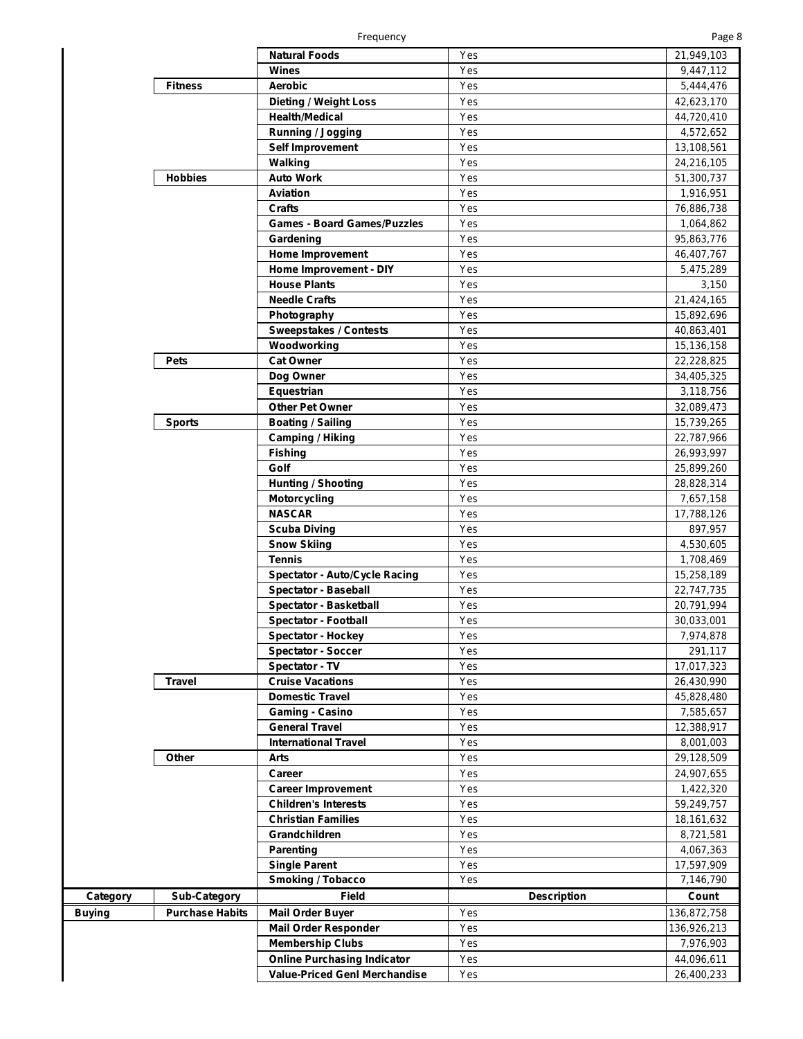| | | | | |
|---|---|---|---|---|
| | | **Natural Foods** | Yes | 21,949,103 |
| | | **Wines** | Yes | 9,447,112 |
| | **Fitness** | **Aerobic** | Yes | 5,444,476 |
| | | **Dieting / Weight Loss** | Yes | 42,623,170 |
| | | **Health/Medical** | Yes | 44,720,410 |
| | | **Running / Jogging** | Yes | 4,572,652 |
| | | **Self Improvement** | Yes | 13,108,561 |
| | | **Walking** | Yes | 24,216,105 |
| | **Hobbies** | **Auto Work** | Yes | 51,300,737 |
| | | **Aviation** | Yes | 1,916,951 |
| | | **Crafts** | Yes | 76,886,738 |
| | | **Games - Board Games/Puzzles** | Yes | 1,064,862 |
| | | **Gardening** | Yes | 95,863,776 |
| | | **Home Improvement** | Yes | 46,407,767 |
| | | **Home Improvement - DIY** | Yes | 5,475,289 |
| | | **House Plants** | Yes | 3,150 |
| | | **Needle Crafts** | Yes | 21,424,165 |
| | | **Photography** | Yes | 15,892,696 |
| | | **Sweepstakes / Contests** | Yes | 40,863,401 |
| | | **Woodworking** | Yes | 15,136,158 |
| | **Pets** | **Cat Owner** | Yes | 22,228,825 |
| | | **Dog Owner** | Yes | 34,405,325 |
| | | **Equestrian** | Yes | 3,118,756 |
| | | **Other Pet Owner** | Yes | 32,089,473 |
| | **Sports** | **Boating / Sailing** | Yes | 15,739,265 |
| | | **Camping / Hiking** | Yes | 22,787,966 |
| | | **Fishing** | Yes | 26,993,997 |
| | | **Golf** | Yes | 25,899,260 |
| | | **Hunting / Shooting** | Yes | 28,828,314 |
| | | **Motorcycling** | Yes | 7,657,158 |
| | | **NASCAR** | Yes | 17,788,126 |
| | | **Scuba Diving** | Yes | 897,957 |
| | | **Snow Skiing** | Yes | 4,530,605 |
| | | **Tennis** | Yes | 1,708,469 |
| | | **Spectator - Auto/Cycle Racing** | Yes | 15,258,189 |
| | | **Spectator - Baseball** | Yes | 22,747,735 |
| | | **Spectator - Basketball** | Yes | 20,791,994 |
| | | **Spectator - Football** | Yes | 30,033,001 |
| | | **Spectator - Hockey** | Yes | 7,974,878 |
| | | **Spectator - Soccer** | Yes | 291,117 |
| | | **Spectator - TV** | Yes | 17,017,323 |
| | **Travel** | **Cruise Vacations** | Yes | 26,430,990 |
| | | **Domestic Travel** | Yes | 45,828,480 |
| | | **Gaming - Casino** | Yes | 7,585,657 |
| | | **General Travel** | Yes | 12,388,917 |
| | | **International Travel** | Yes | 8,001,003 |
| | **Other** | **Arts** | Yes | 29,128,509 |
| | | **Career** | Yes | 24,907,655 |
| | | **Career Improvement** | Yes | 1,422,320 |
| | | **Children's Interests** | Yes | 59,249,757 |
| | | **Christian Families** | Yes | 18,161,632 |
| | | **Grandchildren** | Yes | 8,721,581 |
| | | **Parenting** | Yes | 4,067,363 |
| | | **Single Parent** | Yes | 17,597,909 |
| | | **Smoking / Tobacco** | Yes | 7,146,790 |

| Category | Sub-Category | Field | Description | Count |
|---|---|---|---|---|
| **Buying** | **Purchase Habits** | **Mail Order Buyer** | Yes | 136,872,758 |
| | | **Mail Order Responder** | Yes | 136,926,213 |
| | | **Membership Clubs** | Yes | 7,976,903 |
| | | **Online Purchasing Indicator** | Yes | 44,096,611 |
| | | **Value-Priced Genl Merchandise** | Yes | 26,400,233 |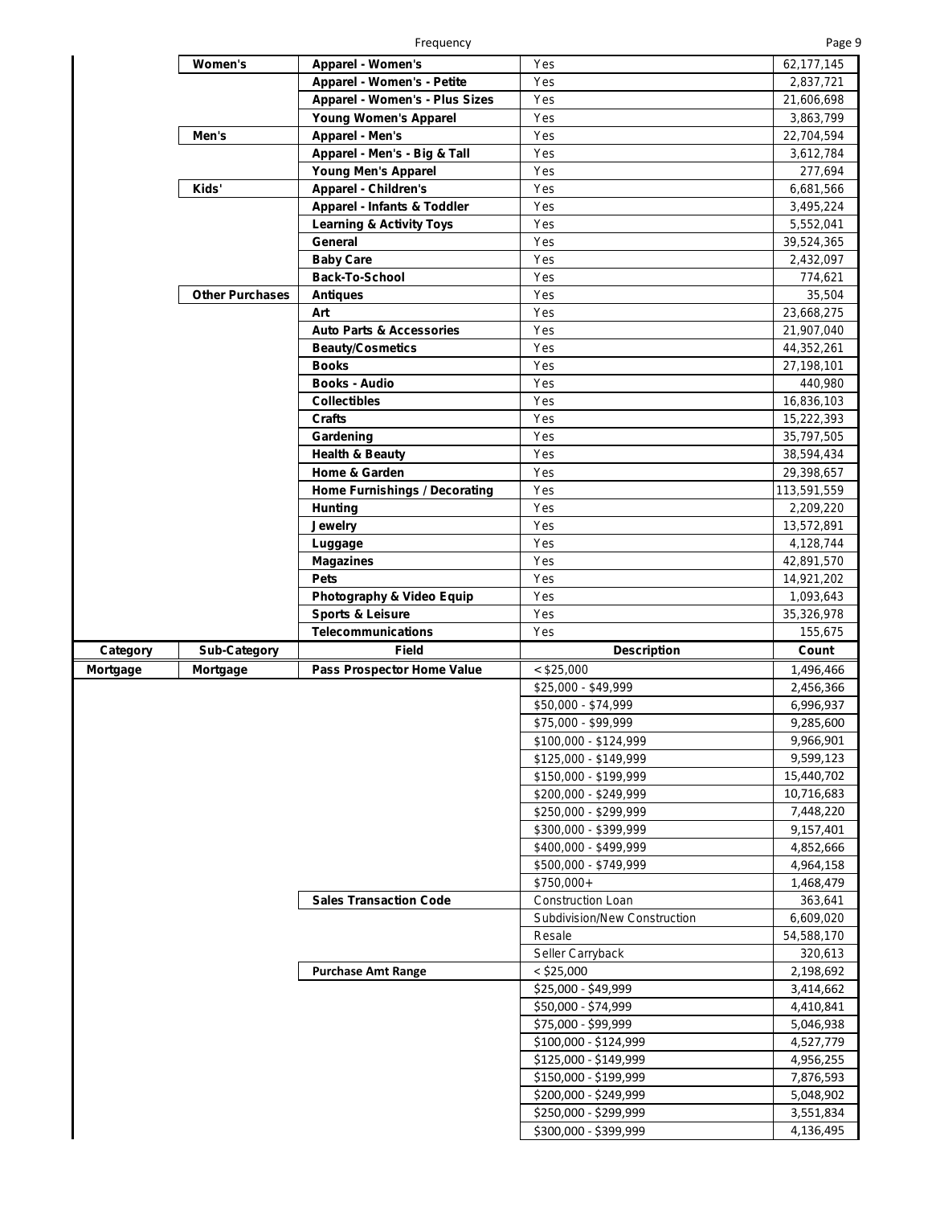| Category | Sub-Category | Field | Description | Count |
|---|---|---|---|---|
| | Women's | Apparel - Women's | Yes | 62,177,145 |
| | | Apparel - Women's - Petite | Yes | 2,837,721 |
| | | Apparel - Women's - Plus Sizes | Yes | 21,606,698 |
| | | Young Women's Apparel | Yes | 3,863,799 |
| | Men's | Apparel - Men's | Yes | 22,704,594 |
| | | Apparel - Men's - Big & Tall | Yes | 3,612,784 |
| | | Young Men's Apparel | Yes | 277,694 |
| | Kids' | Apparel - Children's | Yes | 6,681,566 |
| | | Apparel - Infants & Toddler | Yes | 3,495,224 |
| | | Learning & Activity Toys | Yes | 5,552,041 |
| | | General | Yes | 39,524,365 |
| | | Baby Care | Yes | 2,432,097 |
| | | Back-To-School | Yes | 774,621 |
| | Other Purchases | Antiques | Yes | 35,504 |
| | | Art | Yes | 23,668,275 |
| | | Auto Parts & Accessories | Yes | 21,907,040 |
| | | Beauty/Cosmetics | Yes | 44,352,261 |
| | | Books | Yes | 27,198,101 |
| | | Books - Audio | Yes | 440,980 |
| | | Collectibles | Yes | 16,836,103 |
| | | Crafts | Yes | 15,222,393 |
| | | Gardening | Yes | 35,797,505 |
| | | Health & Beauty | Yes | 38,594,434 |
| | | Home & Garden | Yes | 29,398,657 |
| | | Home Furnishings / Decorating | Yes | 113,591,559 |
| | | Hunting | Yes | 2,209,220 |
| | | Jewelry | Yes | 13,572,891 |
| | | Luggage | Yes | 4,128,744 |
| | | Magazines | Yes | 42,891,570 |
| | | Pets | Yes | 14,921,202 |
| | | Photography & Video Equip | Yes | 1,093,643 |
| | | Sports & Leisure | Yes | 35,326,978 |
| | | Telecommunications | Yes | 155,675 |

| Category | Sub-Category | Field | Description | Count |
|---|---|---|---|---|
| Mortgage | Mortgage | Pass Prospector Home Value | < $25,000 | 1,496,466 |
| | | | $25,000 - $49,999 | 2,456,366 |
| | | | $50,000 - $74,999 | 6,996,937 |
| | | | $75,000 - $99,999 | 9,285,600 |
| | | | $100,000 - $124,999 | 9,966,901 |
| | | | $125,000 - $149,999 | 9,599,123 |
| | | | $150,000 - $199,999 | 15,440,702 |
| | | | $200,000 - $249,999 | 10,716,683 |
| | | | $250,000 - $299,999 | 7,448,220 |
| | | | $300,000 - $399,999 | 9,157,401 |
| | | | $400,000 - $499,999 | 4,852,666 |
| | | | $500,000 - $749,999 | 4,964,158 |
| | | | $750,000+ | 1,468,479 |
| | | Sales Transaction Code | Construction Loan | 363,641 |
| | | | Subdivision/New Construction | 6,609,020 |
| | | | Resale | 54,588,170 |
| | | | Seller Carryback | 320,613 |
| | | Purchase Amt Range | < $25,000 | 2,198,692 |
| | | | $25,000 - $49,999 | 3,414,662 |
| | | | $50,000 - $74,999 | 4,410,841 |
| | | | $75,000 - $99,999 | 5,046,938 |
| | | | $100,000 - $124,999 | 4,527,779 |
| | | | $125,000 - $149,999 | 4,956,255 |
| | | | $150,000 - $199,999 | 7,876,593 |
| | | | $200,000 - $249,999 | 5,048,902 |
| | | | $250,000 - $299,999 | 3,551,834 |
| | | | $300,000 - $399,999 | 4,136,495 |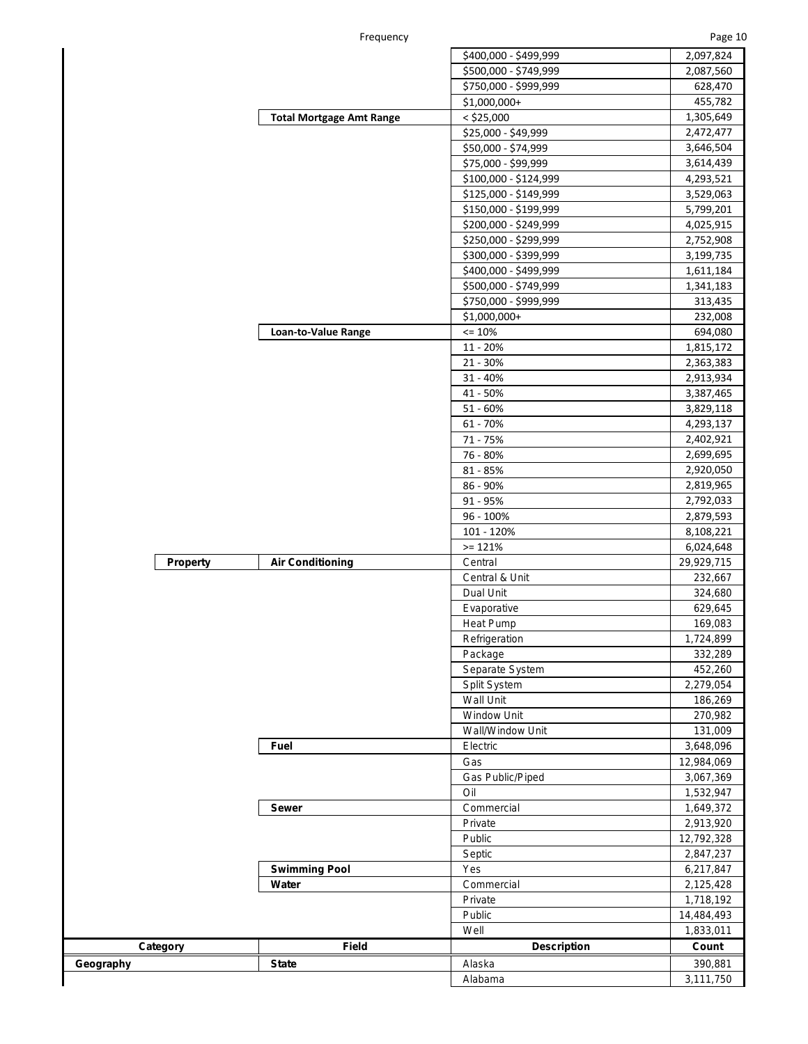| Category | Field | Description | Count |
|---|---|---|---|
| | | $400,000 - $499,999 | 2,097,824 |
| | | $500,000 - $749,999 | 2,087,560 |
| | | $750,000 - $999,999 | 628,470 |
| | | $1,000,000+ | 455,782 |
| | **Total Mortgage Amt Range** | < $25,000 | 1,305,649 |
| | | $25,000 - $49,999 | 2,472,477 |
| | | $50,000 - $74,999 | 3,646,504 |
| | | $75,000 - $99,999 | 3,614,439 |
| | | $100,000 - $124,999 | 4,293,521 |
| | | $125,000 - $149,999 | 3,529,063 |
| | | $150,000 - $199,999 | 5,799,201 |
| | | $200,000 - $249,999 | 4,025,915 |
| | | $250,000 - $299,999 | 2,752,908 |
| | | $300,000 - $399,999 | 3,199,735 |
| | | $400,000 - $499,999 | 1,611,184 |
| | | $500,000 - $749,999 | 1,341,183 |
| | | $750,000 - $999,999 | 313,435 |
| | | $1,000,000+ | 232,008 |
| | **Loan-to-Value Range** | <= 10% | 694,080 |
| | | 11 - 20% | 1,815,172 |
| | | 21 - 30% | 2,363,383 |
| | | 31 - 40% | 2,913,934 |
| | | 41 - 50% | 3,387,465 |
| | | 51 - 60% | 3,829,118 |
| | | 61 - 70% | 4,293,137 |
| | | 71 - 75% | 2,402,921 |
| | | 76 - 80% | 2,699,695 |
| | | 81 - 85% | 2,920,050 |
| | | 86 - 90% | 2,819,965 |
| | | 91 - 95% | 2,792,033 |
| | | 96 - 100% | 2,879,593 |
| | | 101 - 120% | 8,108,221 |
| | | >= 121% | 6,024,648 |
| **Property** | **Air Conditioning** | Central | 29,929,715 |
| | | Central & Unit | 232,667 |
| | | Dual Unit | 324,680 |
| | | Evaporative | 629,645 |
| | | Heat Pump | 169,083 |
| | | Refrigeration | 1,724,899 |
| | | Package | 332,289 |
| | | Separate System | 452,260 |
| | | Split System | 2,279,054 |
| | | Wall Unit | 186,269 |
| | | Window Unit | 270,982 |
| | | Wall/Window Unit | 131,009 |
| | **Fuel** | Electric | 3,648,096 |
| | | Gas | 12,984,069 |
| | | Gas Public/Piped | 3,067,369 |
| | | Oil | 1,532,947 |
| | **Sewer** | Commercial | 1,649,372 |
| | | Private | 2,913,920 |
| | | Public | 12,792,328 |
| | | Septic | 2,847,237 |
| | **Swimming Pool** | Yes | 6,217,847 |
| | **Water** | Commercial | 2,125,428 |
| | | Private | 1,718,192 |
| | | Public | 14,484,493 |
| | | Well | 1,833,011 |

| Category | Field | Description | Count |
|---|---|---|---|
| **Geography** | **State** | Alaska | 390,881 |
| | | Alabama | 3,111,750 |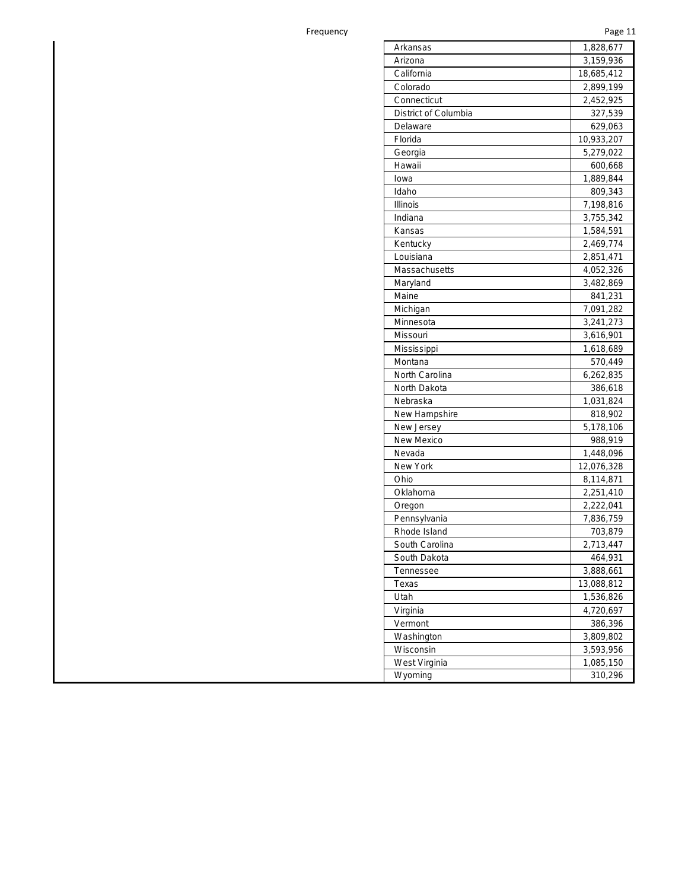| | |
|---|---|
| Arkansas | 1,828,677 |
| Arizona | 3,159,936 |
| California | 18,685,412 |
| Colorado | 2,899,199 |
| Connecticut | 2,452,925 |
| District of Columbia | 327,539 |
| Delaware | 629,063 |
| Florida | 10,933,207 |
| Georgia | 5,279,022 |
| Hawaii | 600,668 |
| Iowa | 1,889,844 |
| Idaho | 809,343 |
| Illinois | 7,198,816 |
| Indiana | 3,755,342 |
| Kansas | 1,584,591 |
| Kentucky | 2,469,774 |
| Louisiana | 2,851,471 |
| Massachusetts | 4,052,326 |
| Maryland | 3,482,869 |
| Maine | 841,231 |
| Michigan | 7,091,282 |
| Minnesota | 3,241,273 |
| Missouri | 3,616,901 |
| Mississippi | 1,618,689 |
| Montana | 570,449 |
| North Carolina | 6,262,835 |
| North Dakota | 386,618 |
| Nebraska | 1,031,824 |
| New Hampshire | 818,902 |
| New Jersey | 5,178,106 |
| New Mexico | 988,919 |
| Nevada | 1,448,096 |
| New York | 12,076,328 |
| Ohio | 8,114,871 |
| Oklahoma | 2,251,410 |
| Oregon | 2,222,041 |
| Pennsylvania | 7,836,759 |
| Rhode Island | 703,879 |
| South Carolina | 2,713,447 |
| South Dakota | 464,931 |
| Tennessee | 3,888,661 |
| Texas | 13,088,812 |
| Utah | 1,536,826 |
| Virginia | 4,720,697 |
| Vermont | 386,396 |
| Washington | 3,809,802 |
| Wisconsin | 3,593,956 |
| West Virginia | 1,085,150 |
| Wyoming | 310,296 |